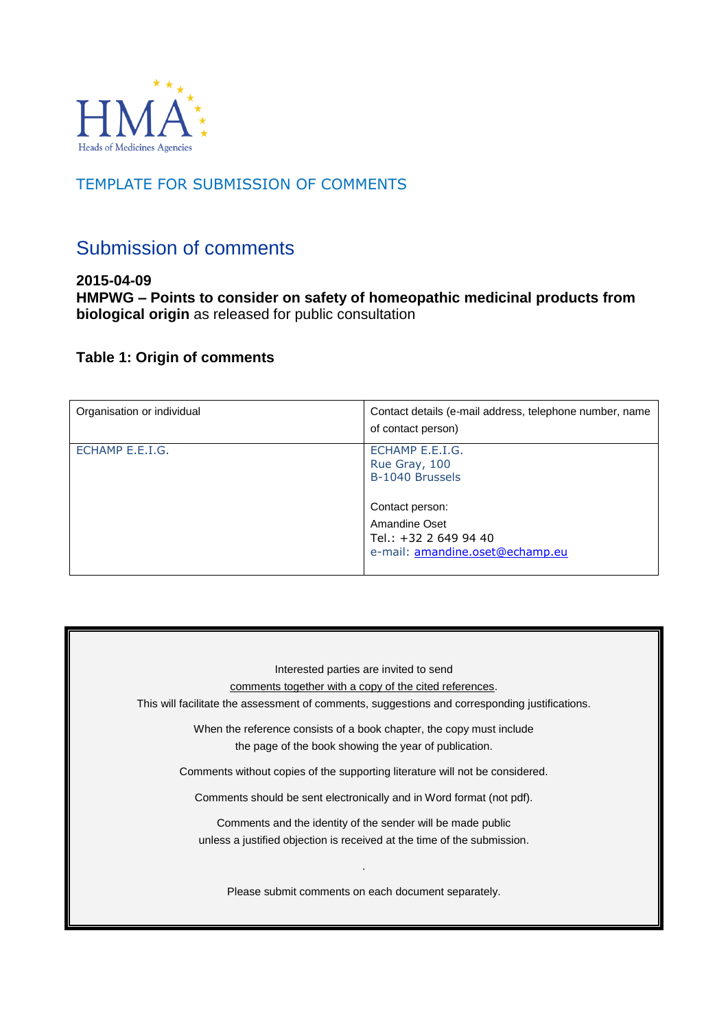HMA
Heads of Medicines Agencies

TEMPLATE FOR SUBMISSION OF COMMENTS

# Submission of comments

**2015-04-09**
**HMPWG – Points to consider on safety of homeopathic medicinal products from biological origin** as released for public consultation

### Table 1: Origin of comments

| Organisation or individual | Contact details (e-mail address, telephone number, name of contact person) |
|---|---|
| ECHAMP E.E.I.G. | ECHAMP E.E.I.G.<br>Rue Gray, 100<br>B-1040 Brussels<br><br>Contact person:<br>Amandine Oset<br>Tel.: +32 2 649 94 40<br>e-mail: amandine.oset@echamp.eu |

Interested parties are invited to send
comments together with a copy of the cited references.
This will facilitate the assessment of comments, suggestions and corresponding justifications.

When the reference consists of a book chapter, the copy must include
the page of the book showing the year of publication.

Comments without copies of the supporting literature will not be considered.

Comments should be sent electronically and in Word format (not pdf).

Comments and the identity of the sender will be made public
unless a justified objection is received at the time of the submission.

.

Please submit comments on each document separately.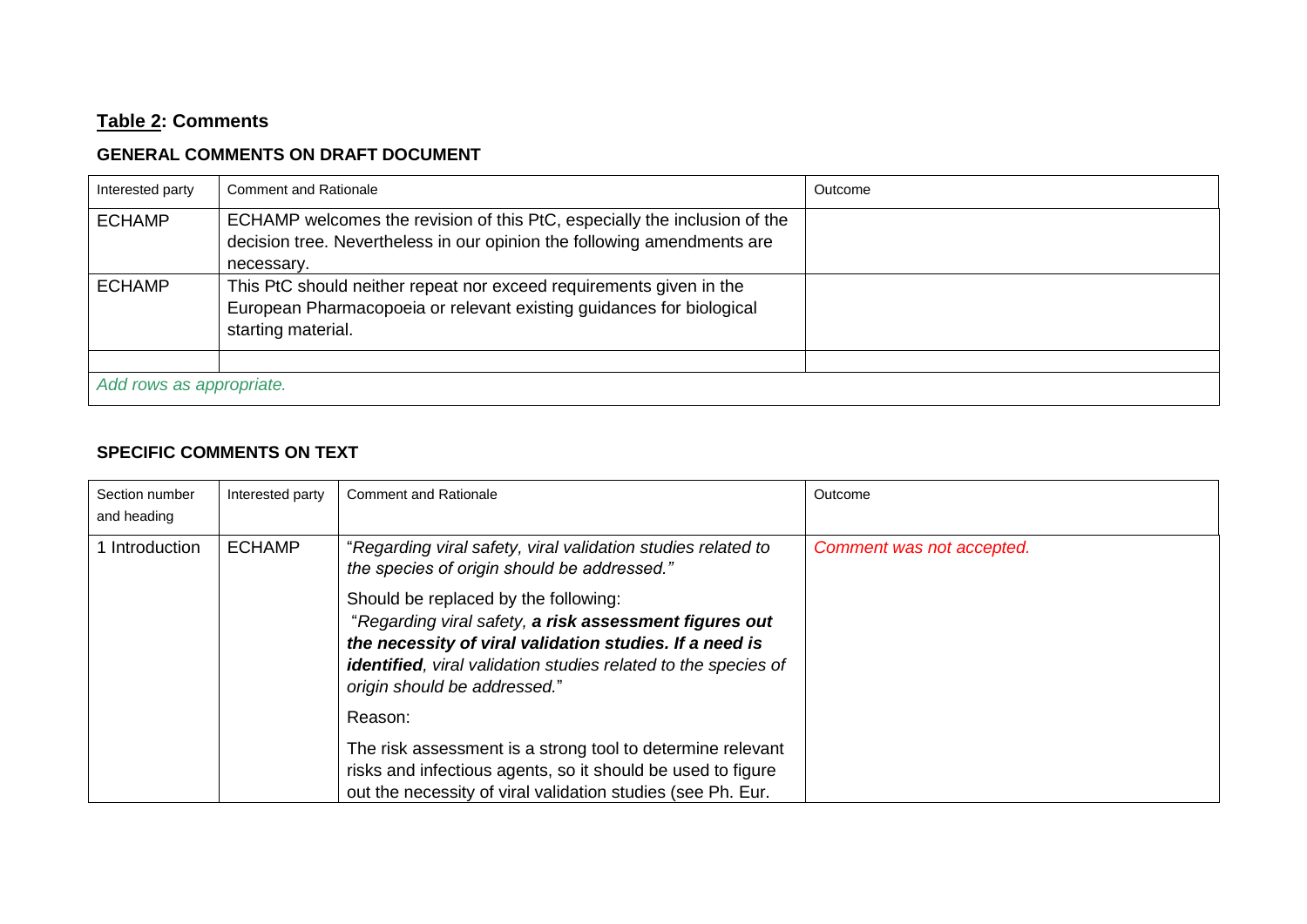**Table 2**: **Comments**

**GENERAL COMMENTS ON DRAFT DOCUMENT**

| Interested party | Comment and Rationale | Outcome |
|---|---|---|
| ECHAMP | ECHAMP welcomes the revision of this PtC, especially the inclusion of the decision tree. Nevertheless in our opinion the following amendments are necessary. | |
| ECHAMP | This PtC should neither repeat nor exceed requirements given in the European Pharmacopoeia or relevant existing guidances for biological starting material. | |
| | | |
| *Add rows as appropriate.* | | |

**SPECIFIC COMMENTS ON TEXT**

| Section number and heading | Interested party | Comment and Rationale | Outcome |
|---|---|---|---|
| 1 Introduction | ECHAMP | "*Regarding viral safety, viral validation studies related to the species of origin should be addressed.*" <br><br> Should be replaced by the following: <br> "*Regarding viral safety, **a risk assessment figures out the necessity of viral validation studies. If a need is identified**, viral validation studies related to the species of origin should be addressed.*" <br><br> Reason: <br><br> The risk assessment is a strong tool to determine relevant risks and infectious agents, so it should be used to figure out the necessity of viral validation studies (see Ph. Eur. | *Comment was not accepted.* |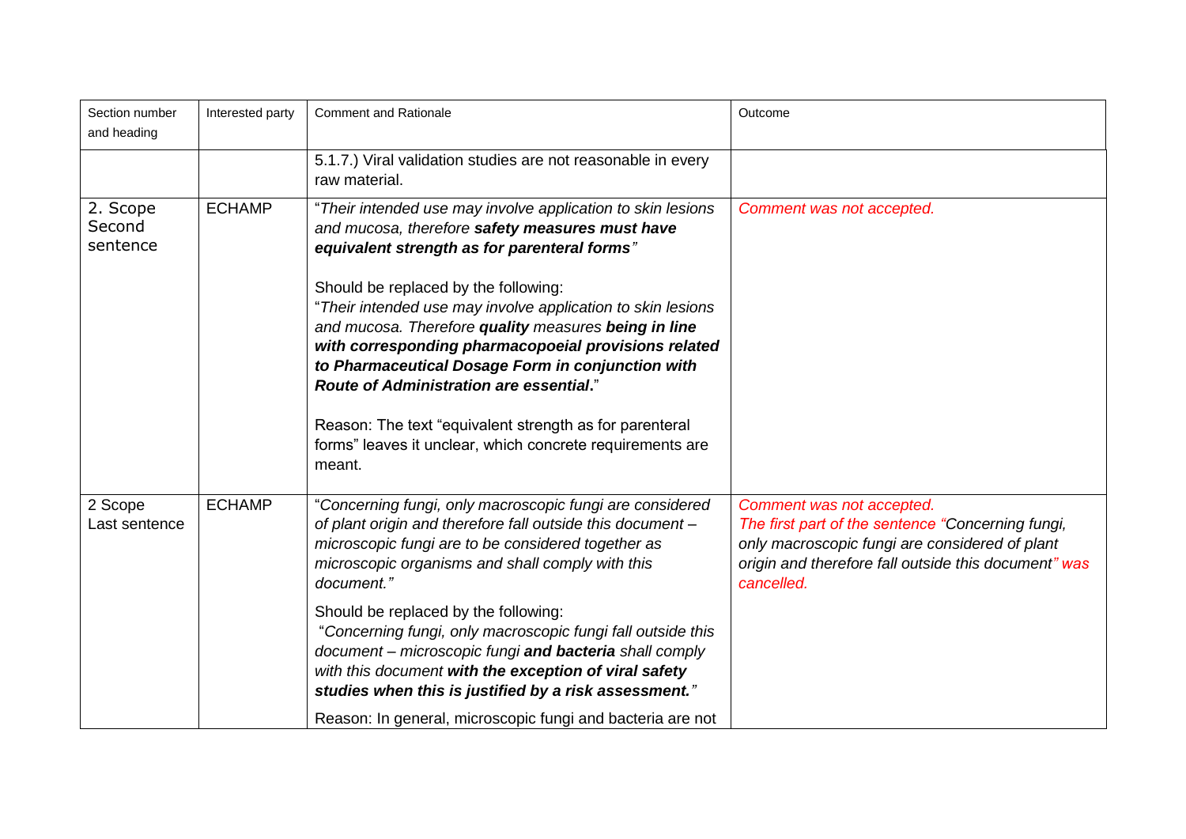| Section number and heading | Interested party | Comment and Rationale | Outcome |
|---|---|---|---|
| | | 5.1.7.) Viral validation studies are not reasonable in every raw material. | |
| 2. Scope Second sentence | ECHAMP | "*Their intended use may involve application to skin lesions and mucosa, therefore* ***safety measures must have equivalent strength as for parenteral forms****"*<br><br>Should be replaced by the following:<br>"*Their intended use may involve application to skin lesions and mucosa. Therefore* ***quality*** *measures* ***being in line with corresponding pharmacopoeial provisions related to Pharmaceutical Dosage Form in conjunction with Route of Administration are essential***."<br><br>Reason: The text "equivalent strength as for parenteral forms" leaves it unclear, which concrete requirements are meant. | *Comment was not accepted.* |
| 2 Scope Last sentence | ECHAMP | "*Concerning fungi, only macroscopic fungi are considered of plant origin and therefore fall outside this document – microscopic fungi are to be considered together as microscopic organisms and shall comply with this document."*<br><br>Should be replaced by the following:<br>"*Concerning fungi, only macroscopic fungi fall outside this document – microscopic fungi* ***and bacteria*** *shall comply with this document* ***with the exception of viral safety studies when this is justified by a risk assessment.****"*<br><br>Reason: In general, microscopic fungi and bacteria are not | *Comment was not accepted.*<br>*The first part of the sentence "Concerning fungi, only macroscopic fungi are considered of plant origin and therefore fall outside this document" was cancelled.* |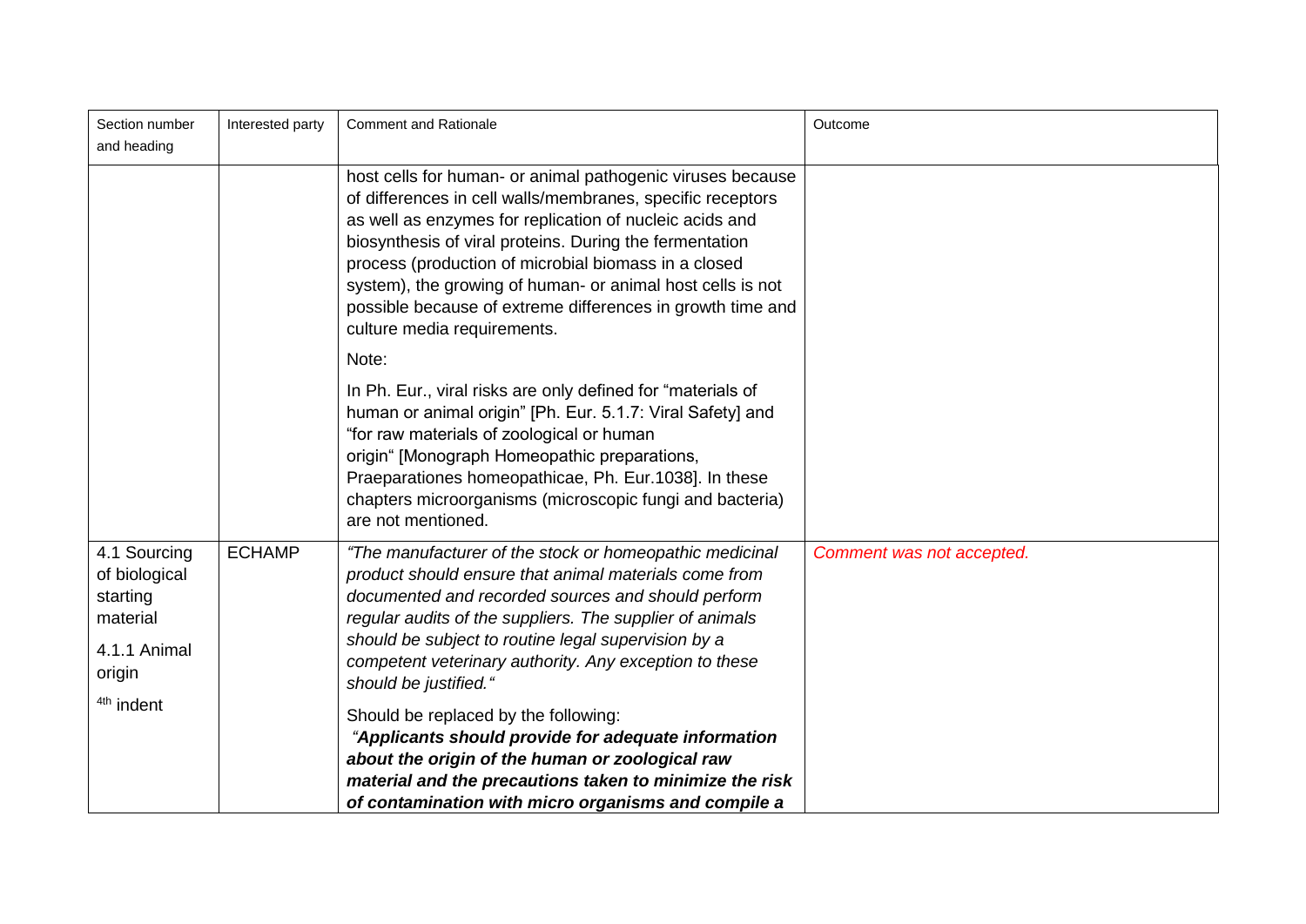| Section number and heading | Interested party | Comment and Rationale | Outcome |
|---|---|---|---|
| | | host cells for human- or animal pathogenic viruses because of differences in cell walls/membranes, specific receptors as well as enzymes for replication of nucleic acids and biosynthesis of viral proteins. During the fermentation process (production of microbial biomass in a closed system), the growing of human- or animal host cells is not possible because of extreme differences in growth time and culture media requirements.<br><br>Note:<br><br>In Ph. Eur., viral risks are only defined for "materials of human or animal origin" [Ph. Eur. 5.1.7: Viral Safety] and "for raw materials of zoological or human origin" [Monograph Homeopathic preparations, Praeparationes homeopathicae, Ph. Eur.1038]. In these chapters microorganisms (microscopic fungi and bacteria) are not mentioned. | |
| 4.1 Sourcing of biological starting material<br><br>4.1.1 Animal origin<br><br>4th indent | ECHAMP | *"The manufacturer of the stock or homeopathic medicinal product should ensure that animal materials come from documented and recorded sources and should perform regular audits of the suppliers. The supplier of animals should be subject to routine legal supervision by a competent veterinary authority. Any exception to these should be justified."*<br><br>Should be replaced by the following:<br>***"Applicants should provide for adequate information about the origin of the human or zoological raw material and the precautions taken to minimize the risk of contamination with micro organisms and compile a*** | *Comment was not accepted.* |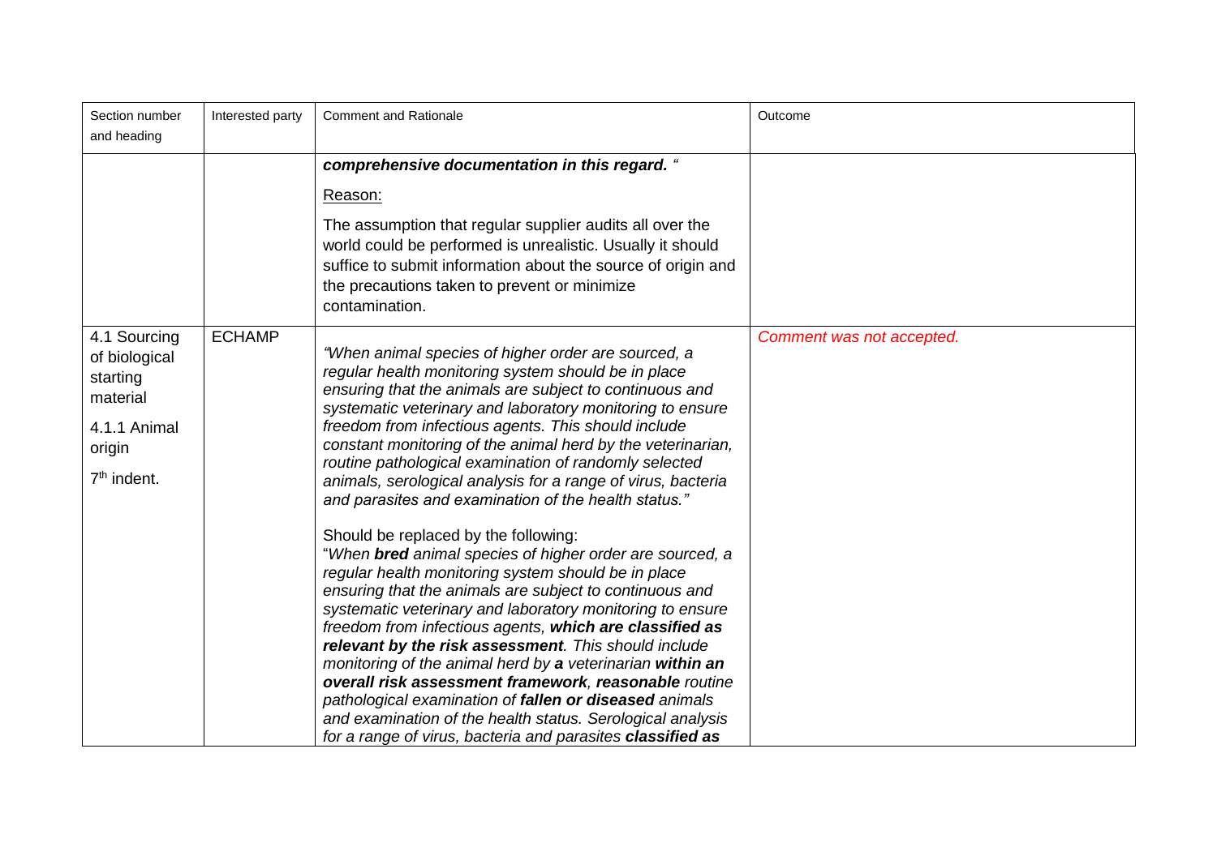| Section number and heading | Interested party | Comment and Rationale | Outcome |
|---|---|---|---|
| | | ***comprehensive documentation in this regard.*** *"*<br><br>Reason:<br><br>The assumption that regular supplier audits all over the world could be performed is unrealistic. Usually it should suffice to submit information about the source of origin and the precautions taken to prevent or minimize contamination. | |
| 4.1 Sourcing of biological starting material<br><br>4.1.1 Animal origin<br><br>7th indent. | ECHAMP | *"When animal species of higher order are sourced, a regular health monitoring system should be in place ensuring that the animals are subject to continuous and systematic veterinary and laboratory monitoring to ensure freedom from infectious agents. This should include constant monitoring of the animal herd by the veterinarian, routine pathological examination of randomly selected animals, serological analysis for a range of virus, bacteria and parasites and examination of the health status."*<br><br>Should be replaced by the following:<br>"*When* ***bred*** *animal species of higher order are sourced, a regular health monitoring system should be in place ensuring that the animals are subject to continuous and systematic veterinary and laboratory monitoring to ensure freedom from infectious agents,* ***which are classified as relevant by the risk assessment****. This should include monitoring of the animal herd by* ***a*** *veterinarian* ***within an overall risk assessment framework****,* ***reasonable*** *routine pathological examination of* ***fallen or diseased*** *animals and examination of the health status. Serological analysis for a range of virus, bacteria and parasites* ***classified as*** | *Comment was not accepted.* |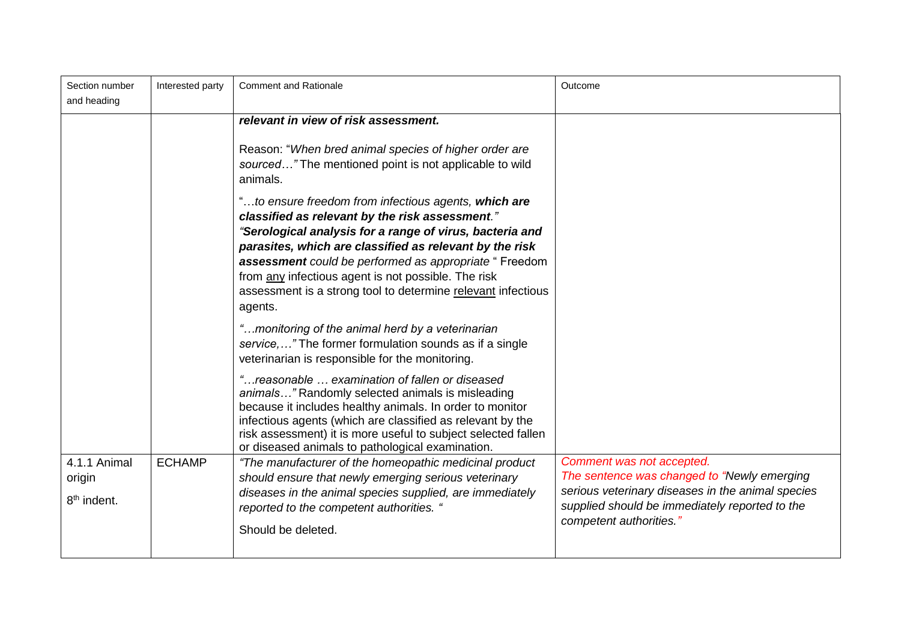| Section number and heading | Interested party | Comment and Rationale | Outcome |
|---|---|---|---|
| | | ***relevant in view of risk assessment.***<br><br>Reason: "*When bred animal species of higher order are sourced…"* The mentioned point is not applicable to wild animals.<br><br>"*…to ensure freedom from infectious agents, **which are classified as relevant by the risk assessment**." "**Serological analysis for a range of virus, bacteria and parasites, which are classified as relevant by the risk assessment** could be performed as appropriate* " Freedom from <u>any</u> infectious agent is not possible. The risk assessment is a strong tool to determine <u>relevant</u> infectious agents.<br><br>"*…monitoring of the animal herd by a veterinarian service,…"* The former formulation sounds as if a single veterinarian is responsible for the monitoring.<br><br>"*…reasonable … examination of fallen or diseased animals…"* Randomly selected animals is misleading because it includes healthy animals. In order to monitor infectious agents (which are classified as relevant by the risk assessment) it is more useful to subject selected fallen or diseased animals to pathological examination. | |
| 4.1.1 Animal origin<br><br>8th indent. | ECHAMP | *"The manufacturer of the homeopathic medicinal product should ensure that newly emerging serious veterinary diseases in the animal species supplied, are immediately reported to the competent authorities. "*<br><br>Should be deleted. | *Comment was not accepted.*<br>*The sentence was changed to "Newly emerging serious veterinary diseases in the animal species supplied should be immediately reported to the competent authorities."* |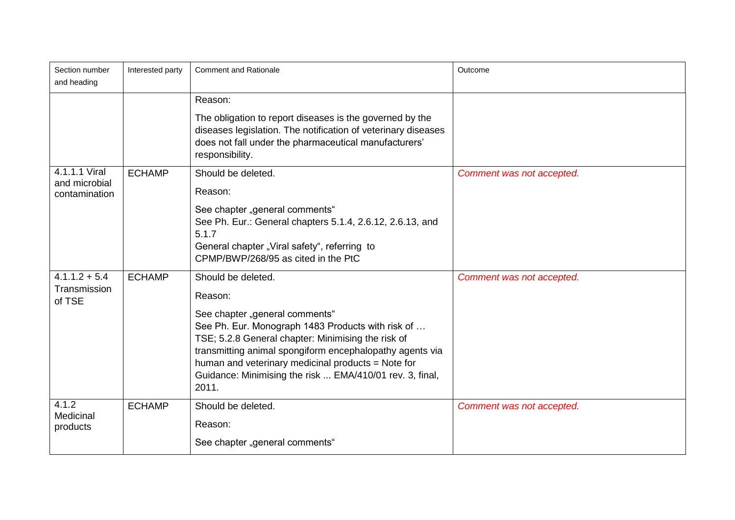| Section number and heading | Interested party | Comment and Rationale | Outcome |
|---|---|---|---|
| | | Reason:<br><br>The obligation to report diseases is the governed by the diseases legislation. The notification of veterinary diseases does not fall under the pharmaceutical manufacturers' responsibility. | |
| 4.1.1.1 Viral and microbial contamination | ECHAMP | Should be deleted.<br><br>Reason:<br><br>See chapter „general comments“<br>See Ph. Eur.: General chapters 5.1.4, 2.6.12, 2.6.13, and 5.1.7<br>General chapter „Viral safety“, referring to CPMP/BWP/268/95 as cited in the PtC | *Comment was not accepted.* |
| 4.1.1.2 + 5.4 Transmission of TSE | ECHAMP | Should be deleted.<br><br>Reason:<br><br>See chapter „general comments“<br>See Ph. Eur. Monograph 1483 Products with risk of … TSE; 5.2.8 General chapter: Minimising the risk of transmitting animal spongiform encephalopathy agents via human and veterinary medicinal products = Note for Guidance: Minimising the risk ... EMA/410/01 rev. 3, final, 2011. | *Comment was not accepted.* |
| 4.1.2 Medicinal products | ECHAMP | Should be deleted.<br><br>Reason:<br><br>See chapter „general comments“ | *Comment was not accepted.* |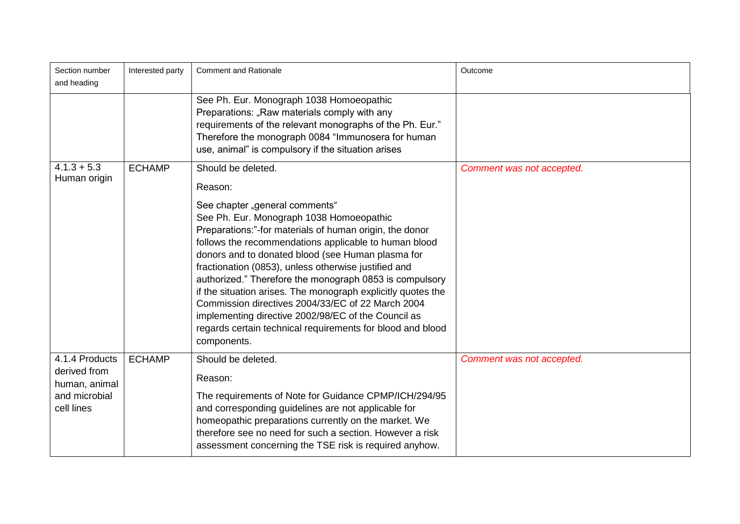| Section number and heading | Interested party | Comment and Rationale | Outcome |
|---|---|---|---|
| | | See Ph. Eur. Monograph 1038 Homoeopathic Preparations: „Raw materials comply with any requirements of the relevant monographs of the Ph. Eur." Therefore the monograph 0084 "Immunosera for human use, animal" is compulsory if the situation arises | |
| 4.1.3 + 5.3 Human origin | ECHAMP | Should be deleted.<br><br>Reason:<br><br>See chapter „general comments"<br>See Ph. Eur. Monograph 1038 Homoeopathic Preparations:"-for materials of human origin, the donor follows the recommendations applicable to human blood donors and to donated blood (see Human plasma for fractionation (0853), unless otherwise justified and authorized." Therefore the monograph 0853 is compulsory if the situation arises. The monograph explicitly quotes the Commission directives 2004/33/EC of 22 March 2004 implementing directive 2002/98/EC of the Council as regards certain technical requirements for blood and blood components. | *Comment was not accepted.* |
| 4.1.4 Products derived from human, animal and microbial cell lines | ECHAMP | Should be deleted.<br><br>Reason:<br><br>The requirements of Note for Guidance CPMP/ICH/294/95 and corresponding guidelines are not applicable for homeopathic preparations currently on the market. We therefore see no need for such a section. However a risk assessment concerning the TSE risk is required anyhow. | *Comment was not accepted.* |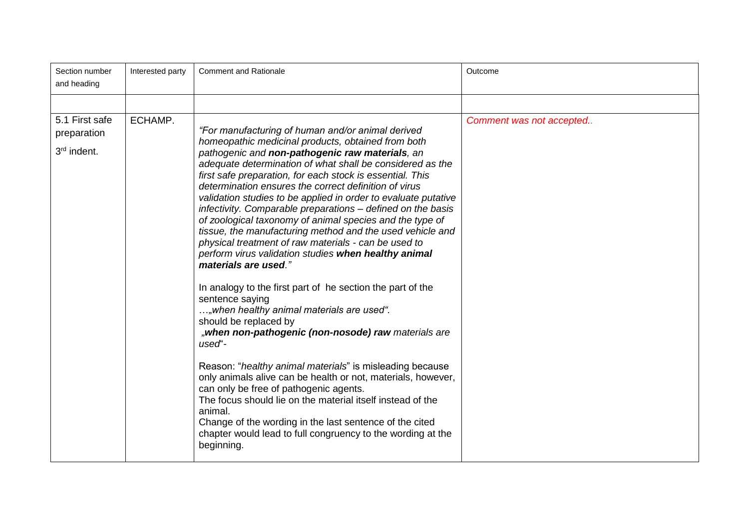| Section number and heading | Interested party | Comment and Rationale | Outcome |
|---|---|---|---|
| | | | |
| 5.1 First safe preparation<br>3rd indent. | ECHAMP. | *"For manufacturing of human and/or animal derived homeopathic medicinal products, obtained from both pathogenic and* ***non-pathogenic raw materials****, an adequate determination of what shall be considered as the first safe preparation, for each stock is essential. This determination ensures the correct definition of virus validation studies to be applied in order to evaluate putative infectivity. Comparable preparations – defined on the basis of zoological taxonomy of animal species and the type of tissue, the manufacturing method and the used vehicle and physical treatment of raw materials - can be used to perform virus validation studies* ***when healthy animal materials are used****."*<br><br>In analogy to the first part of he section the part of the sentence saying<br>…„*when healthy animal materials are used".*<br>should be replaced by<br>„***when non-pathogenic (non-nosode) raw*** *materials are used*"-<br><br>Reason: "*healthy animal materials*" is misleading because only animals alive can be health or not, materials, however, can only be free of pathogenic agents.<br>The focus should lie on the material itself instead of the animal.<br>Change of the wording in the last sentence of the cited chapter would lead to full congruency to the wording at the beginning. | *Comment was not accepted..* |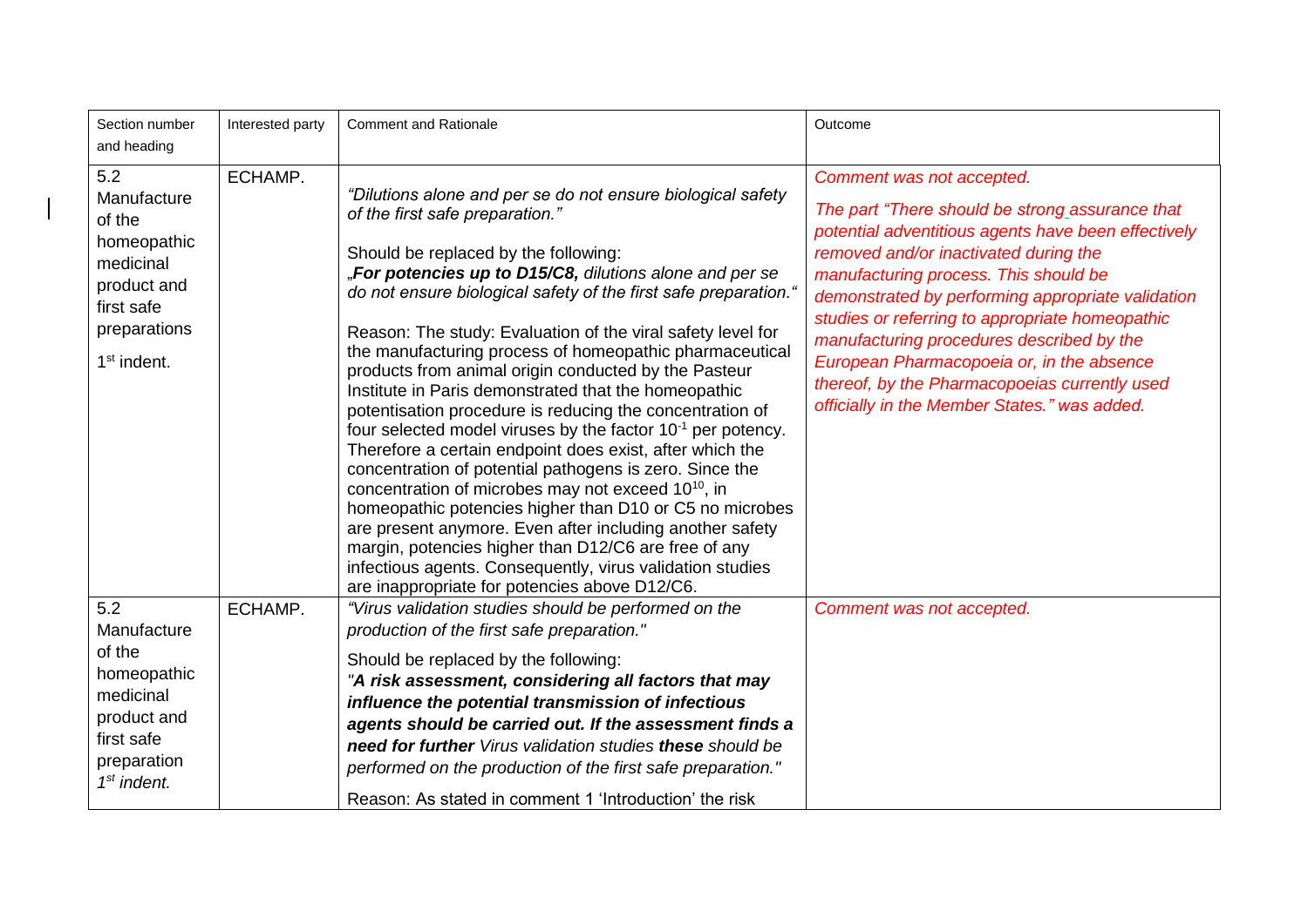| Section number and heading | Interested party | Comment and Rationale | Outcome |
|---|---|---|---|
| 5.2 Manufacture of the homeopathic medicinal product and first safe preparations 1st indent. | ECHAMP. | *"Dilutions alone and per se do not ensure biological safety of the first safe preparation."* Should be replaced by the following: *„**For potencies up to D15/C8,** dilutions alone and per se do not ensure biological safety of the first safe preparation."* Reason: The study: Evaluation of the viral safety level for the manufacturing process of homeopathic pharmaceutical products from animal origin conducted by the Pasteur Institute in Paris demonstrated that the homeopathic potentisation procedure is reducing the concentration of four selected model viruses by the factor $10^{-1}$ per potency. Therefore a certain endpoint does exist, after which the concentration of potential pathogens is zero. Since the concentration of microbes may not exceed $10^{10}$, in homeopathic potencies higher than D10 or C5 no microbes are present anymore. Even after including another safety margin, potencies higher than D12/C6 are free of any infectious agents. Consequently, virus validation studies are inappropriate for potencies above D12/C6. | *Comment was not accepted.* *The part "There should be strong assurance that potential adventitious agents have been effectively removed and/or inactivated during the manufacturing process. This should be demonstrated by performing appropriate validation studies or referring to appropriate homeopathic manufacturing procedures described by the European Pharmacopoeia or, in the absence thereof, by the Pharmacopoeias currently used officially in the Member States." was added.* |
| 5.2 Manufacture of the homeopathic medicinal product and first safe preparation *1st indent.* | ECHAMP. | *"Virus validation studies should be performed on the production of the first safe preparation."* Should be replaced by the following: *"**A risk assessment, considering all factors that may influence the potential transmission of infectious agents should be carried out. If the assessment finds a need for further** Virus validation studies **these** should be performed on the production of the first safe preparation."* Reason: As stated in comment 1 'Introduction' the risk | *Comment was not accepted.* |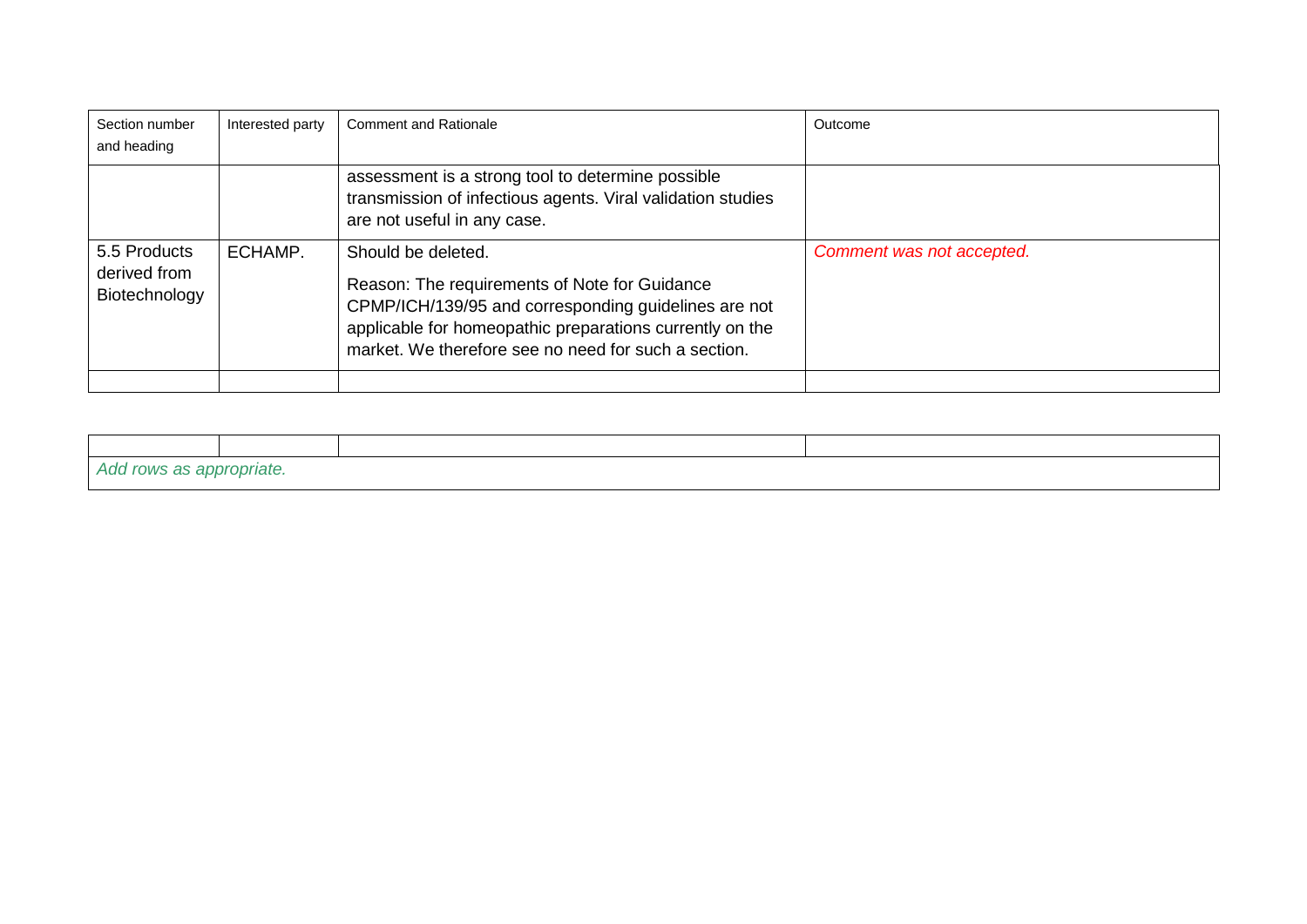| Section number and heading | Interested party | Comment and Rationale | Outcome |
| --- | --- | --- | --- |
| | | assessment is a strong tool to determine possible transmission of infectious agents. Viral validation studies are not useful in any case. | |
| 5.5 Products derived from Biotechnology | ECHAMP. | Should be deleted.<br><br>Reason: The requirements of Note for Guidance CPMP/ICH/139/95 and corresponding guidelines are not applicable for homeopathic preparations currently on the market. We therefore see no need for such a section. | *Comment was not accepted.* |
| | | | |

| | | | |
| --- | --- | --- | --- |
| | | | |
| *Add rows as appropriate.* | | | |